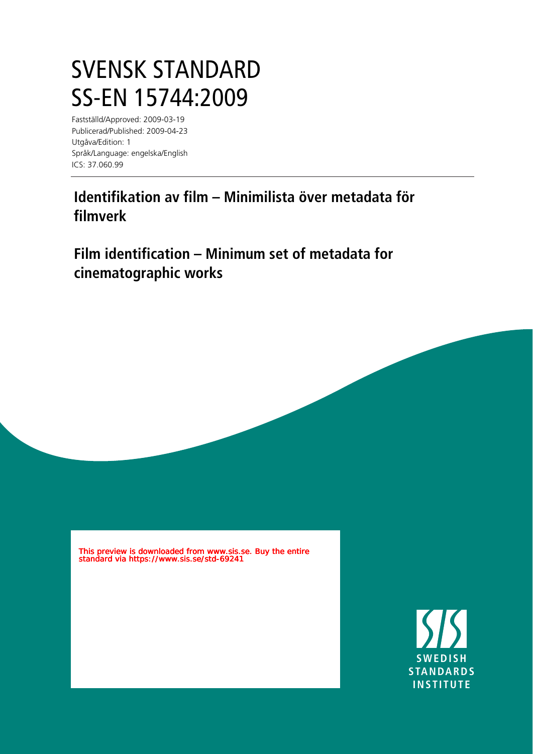# SVENSK STANDARD
# SS-EN 15744:2009

Fastställd/Approved: 2009-03-19
Publicerad/Published: 2009-04-23
Utgåva/Edition: 1
Språk/Language: engelska/English
ICS: 37.060.99

## Identifikation av film – Minimilista över metadata för filmverk

## Film identification – Minimum set of metadata for cinematographic works

This preview is downloaded from www.sis.se. Buy the entire standard via https://www.sis.se/std-69241

SWEDISH STANDARDS INSTITUTE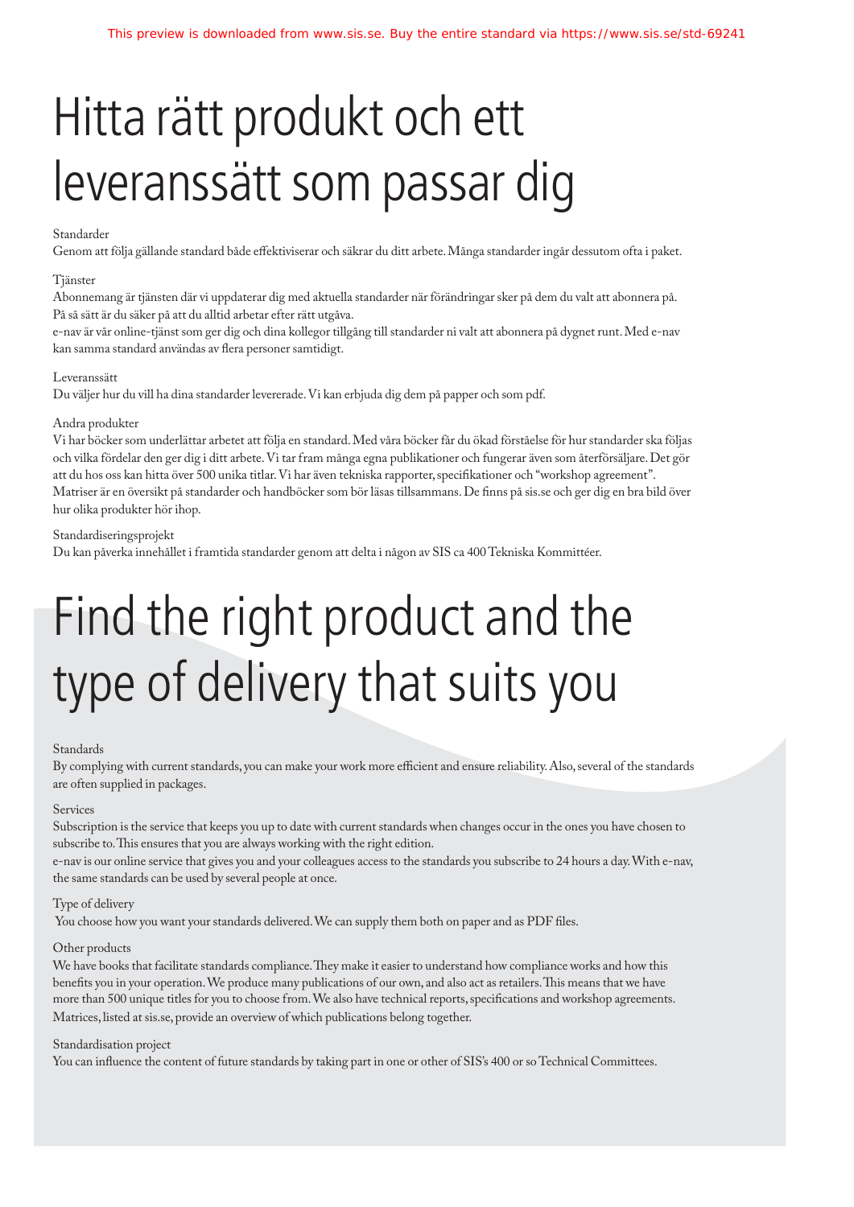# Hitta rätt produkt och ett leveranssätt som passar dig

Standarder

Genom att följa gällande standard både effektiviserar och säkrar du ditt arbete. Många standarder ingår dessutom ofta i paket.

Tjänster

Abonnemang är tjänsten där vi uppdaterar dig med aktuella standarder när förändringar sker på dem du valt att abonnera på. På så sätt är du säker på att du alltid arbetar efter rätt utgåva.

e-nav är vår online-tjänst som ger dig och dina kollegor tillgång till standarder ni valt att abonnera på dygnet runt. Med e-nav kan samma standard användas av flera personer samtidigt.

Leveranssätt

Du väljer hur du vill ha dina standarder levererade. Vi kan erbjuda dig dem på papper och som pdf.

Andra produkter

Vi har böcker som underlättar arbetet att följa en standard. Med våra böcker får du ökad förståelse för hur standarder ska följas och vilka fördelar den ger dig i ditt arbete. Vi tar fram många egna publikationer och fungerar även som återförsäljare. Det gör att du hos oss kan hitta över 500 unika titlar. Vi har även tekniska rapporter, specifikationer och "workshop agreement". Matriser är en översikt på standarder och handböcker som bör läsas tillsammans. De finns på sis.se och ger dig en bra bild över hur olika produkter hör ihop.

Standardiseringsprojekt

Du kan påverka innehållet i framtida standarder genom att delta i någon av SIS ca 400 Tekniska Kommittéer.

# Find the right product and the type of delivery that suits you

Standards

By complying with current standards, you can make your work more efficient and ensure reliability. Also, several of the standards are often supplied in packages.

Services

Subscription is the service that keeps you up to date with current standards when changes occur in the ones you have chosen to subscribe to. This ensures that you are always working with the right edition.

e-nav is our online service that gives you and your colleagues access to the standards you subscribe to 24 hours a day. With e-nav, the same standards can be used by several people at once.

Type of delivery

You choose how you want your standards delivered. We can supply them both on paper and as PDF files.

Other products

We have books that facilitate standards compliance. They make it easier to understand how compliance works and how this benefits you in your operation. We produce many publications of our own, and also act as retailers. This means that we have more than 500 unique titles for you to choose from. We also have technical reports, specifications and workshop agreements. Matrices, listed at sis.se, provide an overview of which publications belong together.

Standardisation project

You can influence the content of future standards by taking part in one or other of SIS's 400 or so Technical Committees.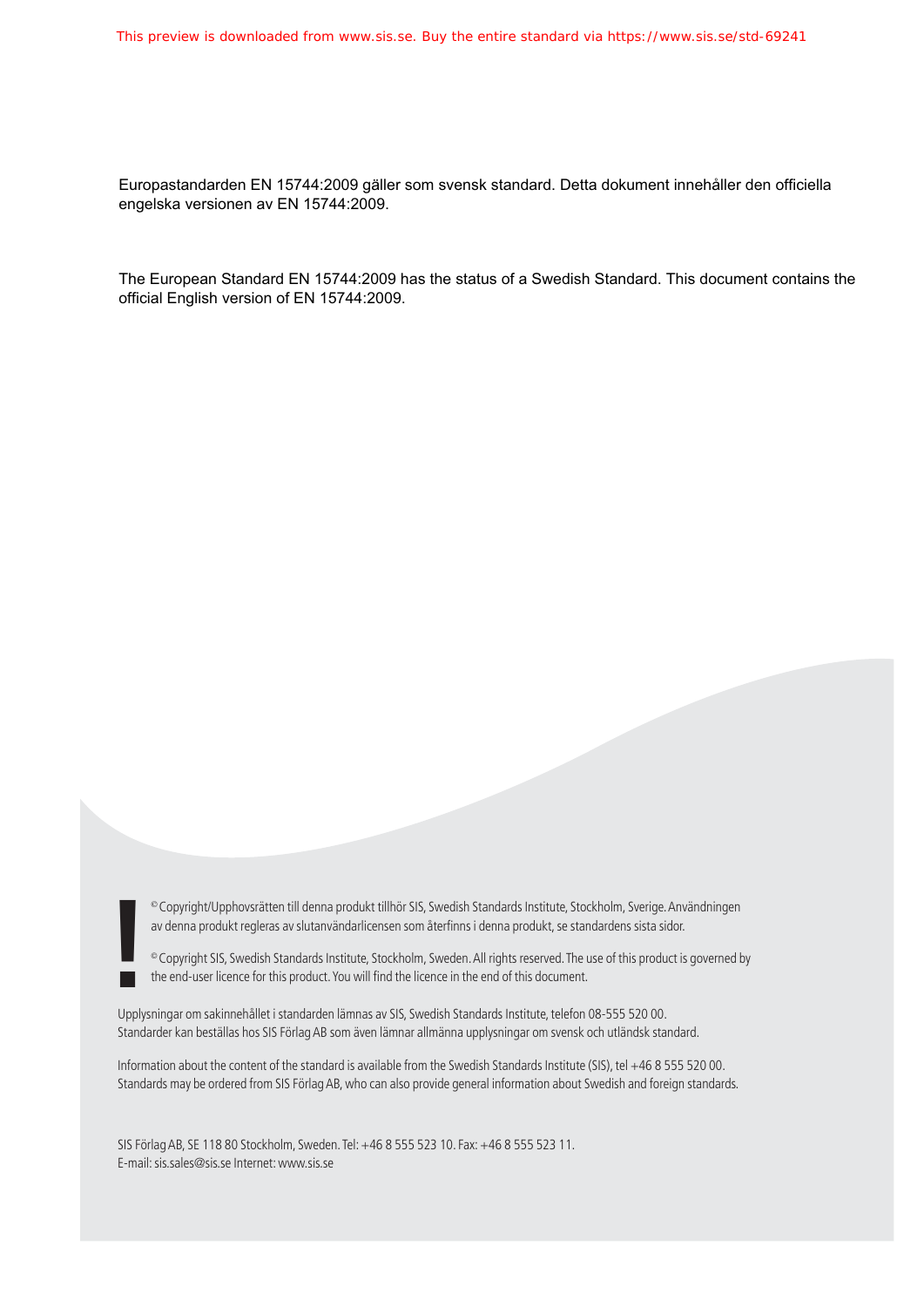Europastandarden EN 15744:2009 gäller som svensk standard. Detta dokument innehåller den officiella engelska versionen av EN 15744:2009.

The European Standard EN 15744:2009 has the status of a Swedish Standard. This document contains the official English version of EN 15744:2009.

© Copyright/Upphovsrätten till denna produkt tillhör SIS, Swedish Standards Institute, Stockholm, Sverige. Användningen av denna produkt regleras av slutanvändarlicensen som återfinns i denna produkt, se standardens sista sidor.

© Copyright SIS, Swedish Standards Institute, Stockholm, Sweden. All rights reserved. The use of this product is governed by the end-user licence for this product. You will find the licence in the end of this document.

Upplysningar om sakinnehållet i standarden lämnas av SIS, Swedish Standards Institute, telefon 08-555 520 00. Standarder kan beställas hos SIS Förlag AB som även lämnar allmänna upplysningar om svensk och utländsk standard.

Information about the content of the standard is available from the Swedish Standards Institute (SIS), tel +46 8 555 520 00. Standards may be ordered from SIS Förlag AB, who can also provide general information about Swedish and foreign standards.

SIS Förlag AB, SE 118 80 Stockholm, Sweden. Tel: +46 8 555 523 10. Fax: +46 8 555 523 11.
E-mail: sis.sales@sis.se Internet: www.sis.se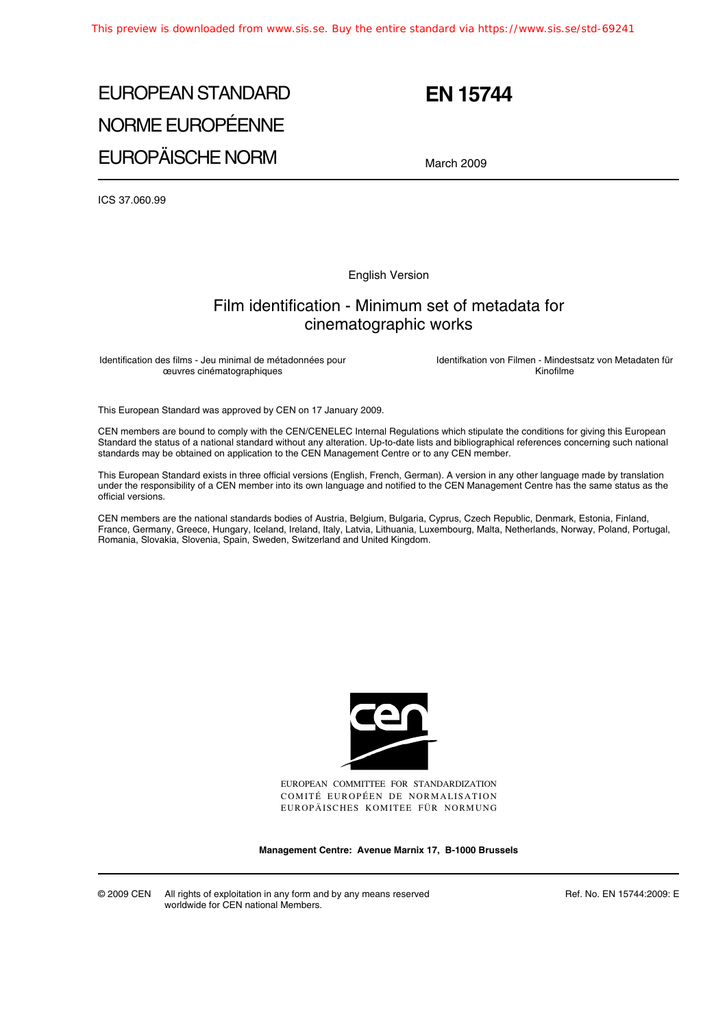# EUROPEAN STANDARD
# NORME EUROPÉENNE
# EUROPÄISCHE NORM

# EN 15744

March 2009

ICS 37.060.99

English Version

## Film identification - Minimum set of metadata for cinematographic works

Identification des films - Jeu minimal de métadonnées pour œuvres cinématographiques

Identifkation von Filmen - Mindestsatz von Metadaten für Kinofilme

This European Standard was approved by CEN on 17 January 2009.

CEN members are bound to comply with the CEN/CENELEC Internal Regulations which stipulate the conditions for giving this European Standard the status of a national standard without any alteration. Up-to-date lists and bibliographical references concerning such national standards may be obtained on application to the CEN Management Centre or to any CEN member.

This European Standard exists in three official versions (English, French, German). A version in any other language made by translation under the responsibility of a CEN member into its own language and notified to the CEN Management Centre has the same status as the official versions.

CEN members are the national standards bodies of Austria, Belgium, Bulgaria, Cyprus, Czech Republic, Denmark, Estonia, Finland, France, Germany, Greece, Hungary, Iceland, Ireland, Italy, Latvia, Lithuania, Luxembourg, Malta, Netherlands, Norway, Poland, Portugal, Romania, Slovakia, Slovenia, Spain, Sweden, Switzerland and United Kingdom.

EUROPEAN COMMITTEE FOR STANDARDIZATION
COMITÉ EUROPÉEN DE NORMALISATION
EUROPÄISCHES KOMITEE FÜR NORMUNG

**Management Centre: Avenue Marnix 17, B-1000 Brussels**

© 2009 CEN All rights of exploitation in any form and by any means reserved worldwide for CEN national Members.

Ref. No. EN 15744:2009: E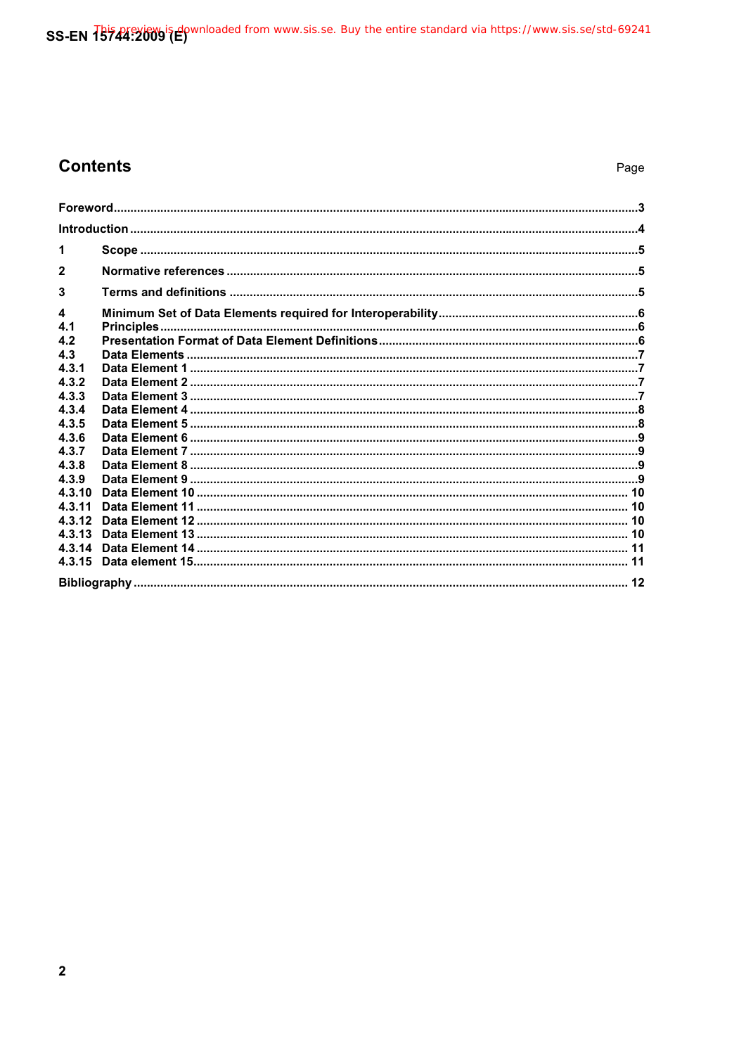## Contents

| | | Page |
|---|---|---|
| **Foreword** | | **3** |
| **Introduction** | | **4** |
| **1** | **Scope** | **5** |
| **2** | **Normative references** | **5** |
| **3** | **Terms and definitions** | **5** |
| **4** | **Minimum Set of Data Elements required for Interoperability** | **6** |
| **4.1** | **Principles** | **6** |
| **4.2** | **Presentation Format of Data Element Definitions** | **6** |
| **4.3** | **Data Elements** | **7** |
| **4.3.1** | **Data Element 1** | **7** |
| **4.3.2** | **Data Element 2** | **7** |
| **4.3.3** | **Data Element 3** | **7** |
| **4.3.4** | **Data Element 4** | **8** |
| **4.3.5** | **Data Element 5** | **8** |
| **4.3.6** | **Data Element 6** | **9** |
| **4.3.7** | **Data Element 7** | **9** |
| **4.3.8** | **Data Element 8** | **9** |
| **4.3.9** | **Data Element 9** | **9** |
| **4.3.10** | **Data Element 10** | **10** |
| **4.3.11** | **Data Element 11** | **10** |
| **4.3.12** | **Data Element 12** | **10** |
| **4.3.13** | **Data Element 13** | **10** |
| **4.3.14** | **Data Element 14** | **11** |
| **4.3.15** | **Data element 15** | **11** |
| **Bibliography** | | **12** |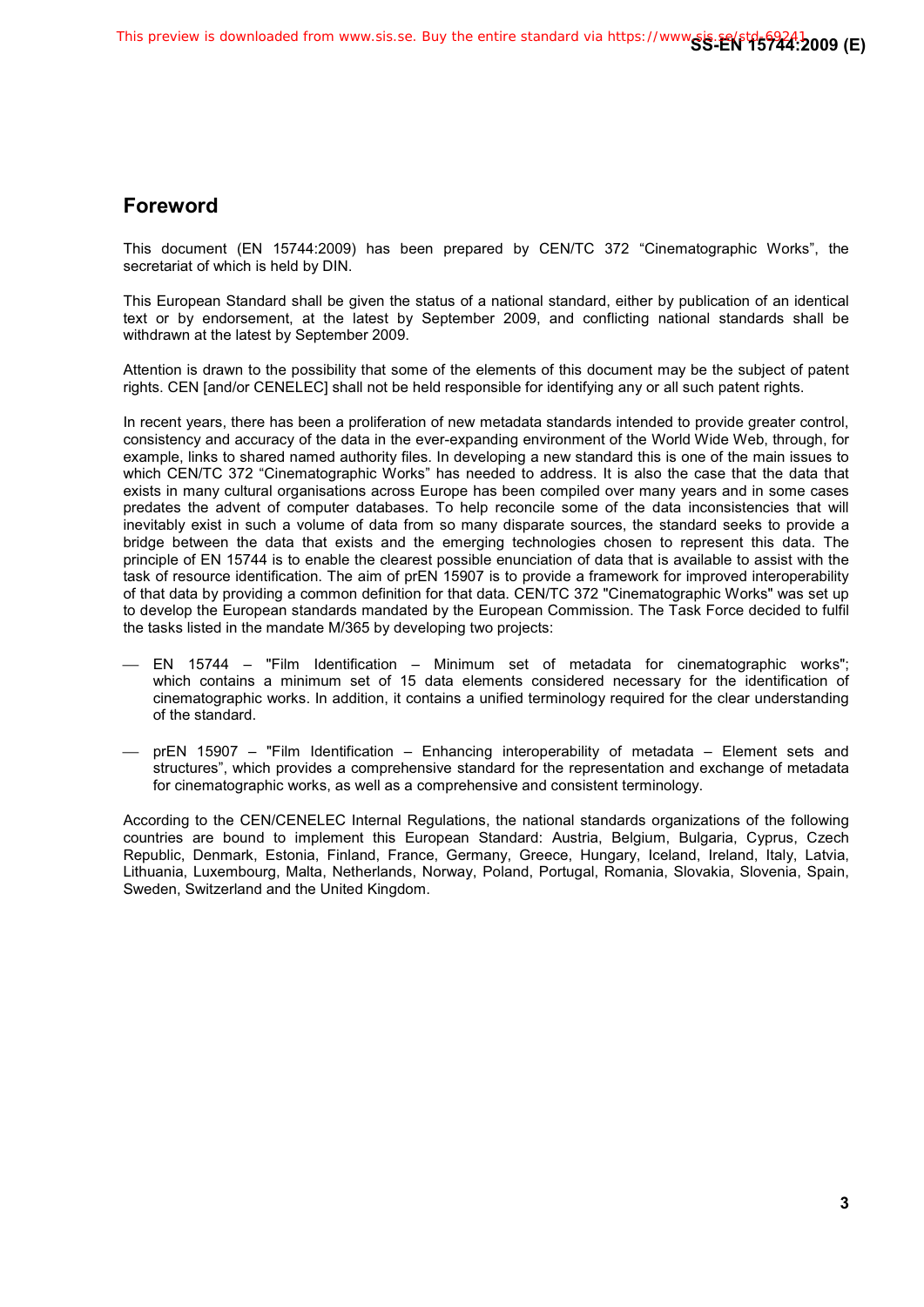## Foreword

This document (EN 15744:2009) has been prepared by CEN/TC 372 “Cinematographic Works”, the secretariat of which is held by DIN.

This European Standard shall be given the status of a national standard, either by publication of an identical text or by endorsement, at the latest by September 2009, and conflicting national standards shall be withdrawn at the latest by September 2009.

Attention is drawn to the possibility that some of the elements of this document may be the subject of patent rights. CEN [and/or CENELEC] shall not be held responsible for identifying any or all such patent rights.

In recent years, there has been a proliferation of new metadata standards intended to provide greater control, consistency and accuracy of the data in the ever-expanding environment of the World Wide Web, through, for example, links to shared named authority files. In developing a new standard this is one of the main issues to which CEN/TC 372 “Cinematographic Works” has needed to address. It is also the case that the data that exists in many cultural organisations across Europe has been compiled over many years and in some cases predates the advent of computer databases. To help reconcile some of the data inconsistencies that will inevitably exist in such a volume of data from so many disparate sources, the standard seeks to provide a bridge between the data that exists and the emerging technologies chosen to represent this data. The principle of EN 15744 is to enable the clearest possible enunciation of data that is available to assist with the task of resource identification. The aim of prEN 15907 is to provide a framework for improved interoperability of that data by providing a common definition for that data. CEN/TC 372 "Cinematographic Works" was set up to develop the European standards mandated by the European Commission. The Task Force decided to fulfil the tasks listed in the mandate M/365 by developing two projects:

- EN 15744 – "Film Identification – Minimum set of metadata for cinematographic works"; which contains a minimum set of 15 data elements considered necessary for the identification of cinematographic works. In addition, it contains a unified terminology required for the clear understanding of the standard.

- prEN 15907 – "Film Identification – Enhancing interoperability of metadata – Element sets and structures”, which provides a comprehensive standard for the representation and exchange of metadata for cinematographic works, as well as a comprehensive and consistent terminology.

According to the CEN/CENELEC Internal Regulations, the national standards organizations of the following countries are bound to implement this European Standard: Austria, Belgium, Bulgaria, Cyprus, Czech Republic, Denmark, Estonia, Finland, France, Germany, Greece, Hungary, Iceland, Ireland, Italy, Latvia, Lithuania, Luxembourg, Malta, Netherlands, Norway, Poland, Portugal, Romania, Slovakia, Slovenia, Spain, Sweden, Switzerland and the United Kingdom.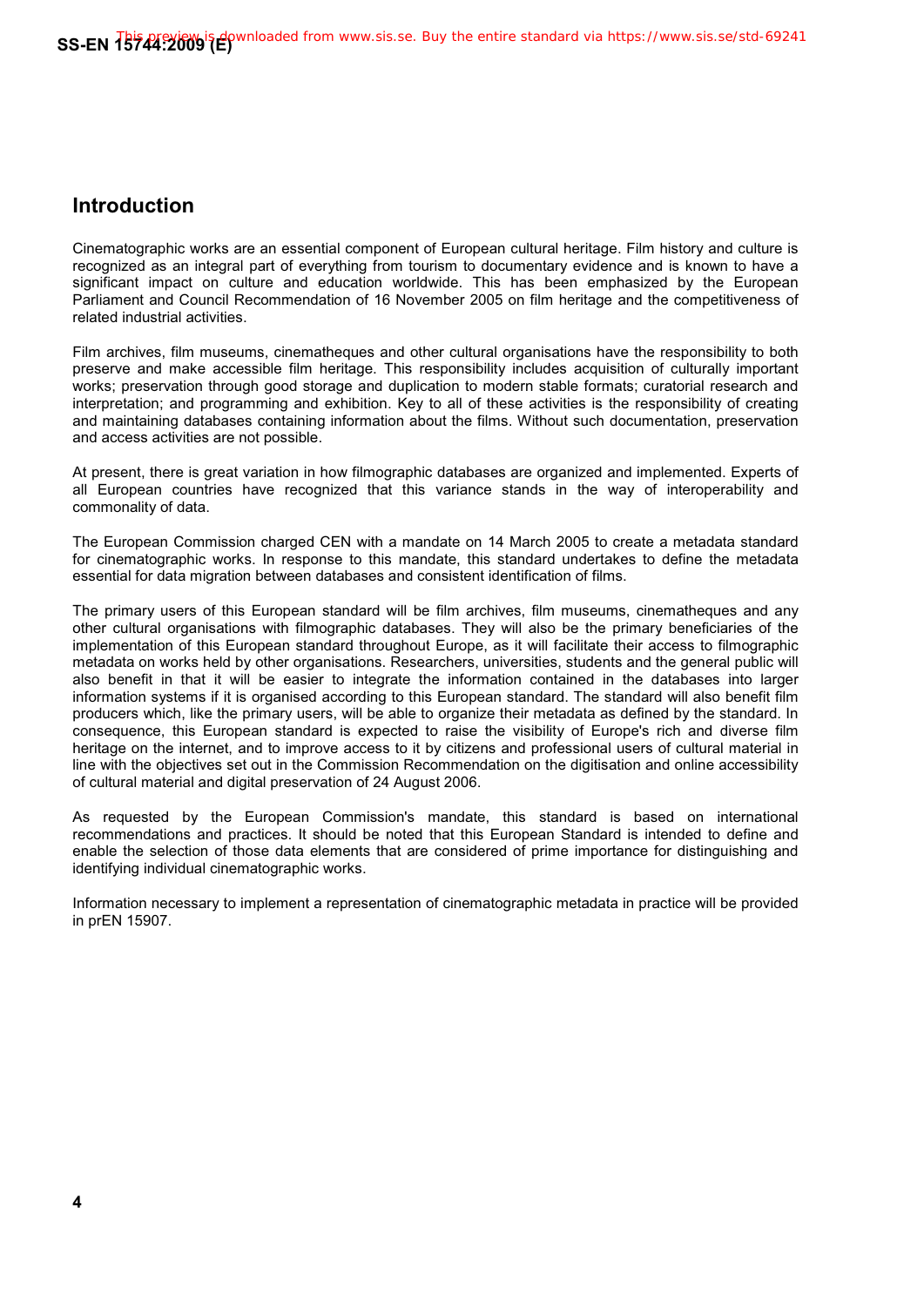## Introduction

Cinematographic works are an essential component of European cultural heritage. Film history and culture is recognized as an integral part of everything from tourism to documentary evidence and is known to have a significant impact on culture and education worldwide. This has been emphasized by the European Parliament and Council Recommendation of 16 November 2005 on film heritage and the competitiveness of related industrial activities.

Film archives, film museums, cinematheques and other cultural organisations have the responsibility to both preserve and make accessible film heritage. This responsibility includes acquisition of culturally important works; preservation through good storage and duplication to modern stable formats; curatorial research and interpretation; and programming and exhibition. Key to all of these activities is the responsibility of creating and maintaining databases containing information about the films. Without such documentation, preservation and access activities are not possible.

At present, there is great variation in how filmographic databases are organized and implemented. Experts of all European countries have recognized that this variance stands in the way of interoperability and commonality of data.

The European Commission charged CEN with a mandate on 14 March 2005 to create a metadata standard for cinematographic works. In response to this mandate, this standard undertakes to define the metadata essential for data migration between databases and consistent identification of films.

The primary users of this European standard will be film archives, film museums, cinematheques and any other cultural organisations with filmographic databases. They will also be the primary beneficiaries of the implementation of this European standard throughout Europe, as it will facilitate their access to filmographic metadata on works held by other organisations. Researchers, universities, students and the general public will also benefit in that it will be easier to integrate the information contained in the databases into larger information systems if it is organised according to this European standard. The standard will also benefit film producers which, like the primary users, will be able to organize their metadata as defined by the standard. In consequence, this European standard is expected to raise the visibility of Europe's rich and diverse film heritage on the internet, and to improve access to it by citizens and professional users of cultural material in line with the objectives set out in the Commission Recommendation on the digitisation and online accessibility of cultural material and digital preservation of 24 August 2006.

As requested by the European Commission's mandate, this standard is based on international recommendations and practices. It should be noted that this European Standard is intended to define and enable the selection of those data elements that are considered of prime importance for distinguishing and identifying individual cinematographic works.

Information necessary to implement a representation of cinematographic metadata in practice will be provided in prEN 15907.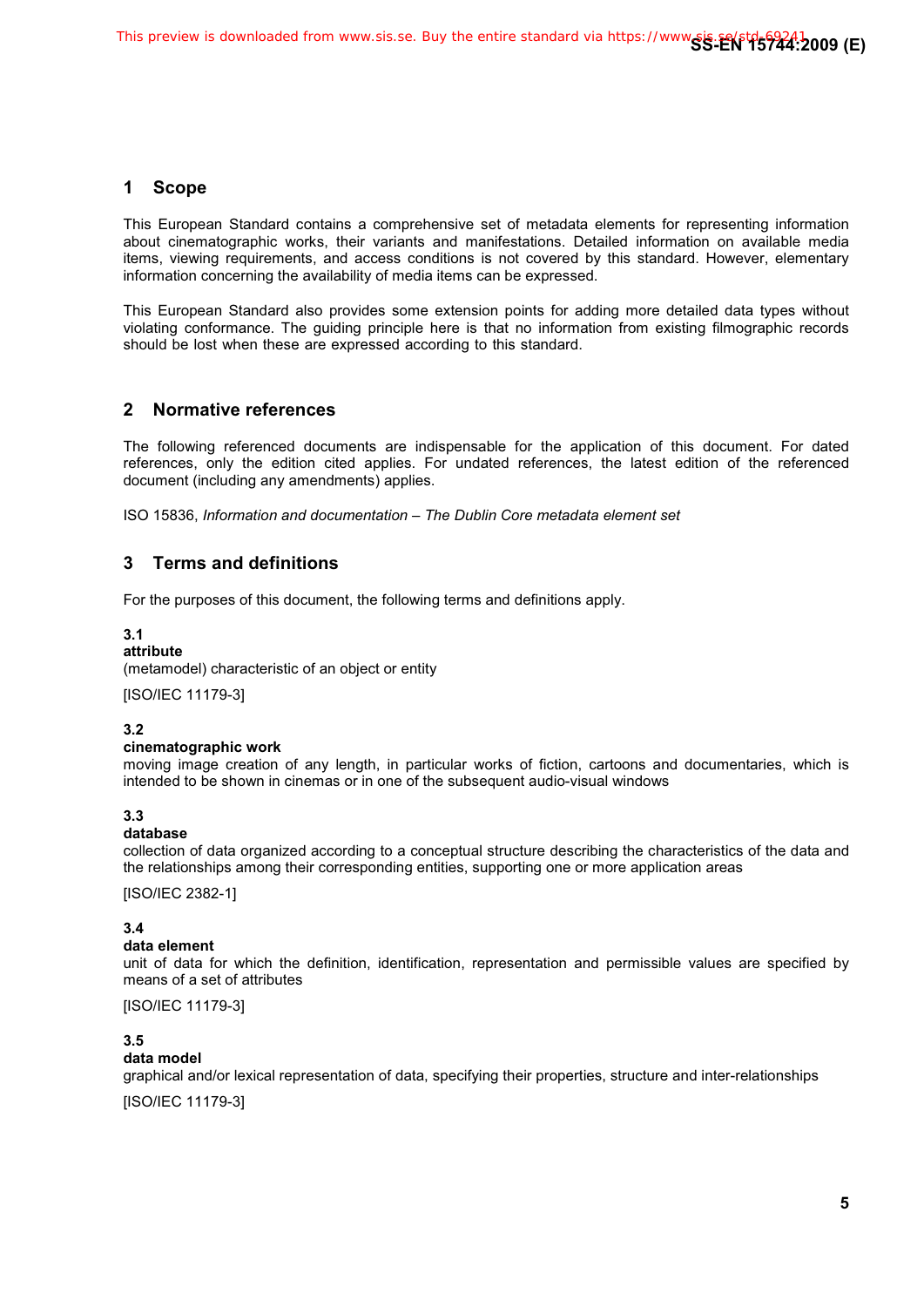## 1 Scope

This European Standard contains a comprehensive set of metadata elements for representing information about cinematographic works, their variants and manifestations. Detailed information on available media items, viewing requirements, and access conditions is not covered by this standard. However, elementary information concerning the availability of media items can be expressed.

This European Standard also provides some extension points for adding more detailed data types without violating conformance. The guiding principle here is that no information from existing filmographic records should be lost when these are expressed according to this standard.

## 2 Normative references

The following referenced documents are indispensable for the application of this document. For dated references, only the edition cited applies. For undated references, the latest edition of the referenced document (including any amendments) applies.

ISO 15836, *Information and documentation – The Dublin Core metadata element set*

## 3 Terms and definitions

For the purposes of this document, the following terms and definitions apply.

**3.1**
**attribute**
(metamodel) characteristic of an object or entity

[ISO/IEC 11179-3]

**3.2**
**cinematographic work**
moving image creation of any length, in particular works of fiction, cartoons and documentaries, which is intended to be shown in cinemas or in one of the subsequent audio-visual windows

**3.3**
**database**
collection of data organized according to a conceptual structure describing the characteristics of the data and the relationships among their corresponding entities, supporting one or more application areas

[ISO/IEC 2382-1]

**3.4**
**data element**
unit of data for which the definition, identification, representation and permissible values are specified by means of a set of attributes

[ISO/IEC 11179-3]

**3.5**
**data model**
graphical and/or lexical representation of data, specifying their properties, structure and inter-relationships

[ISO/IEC 11179-3]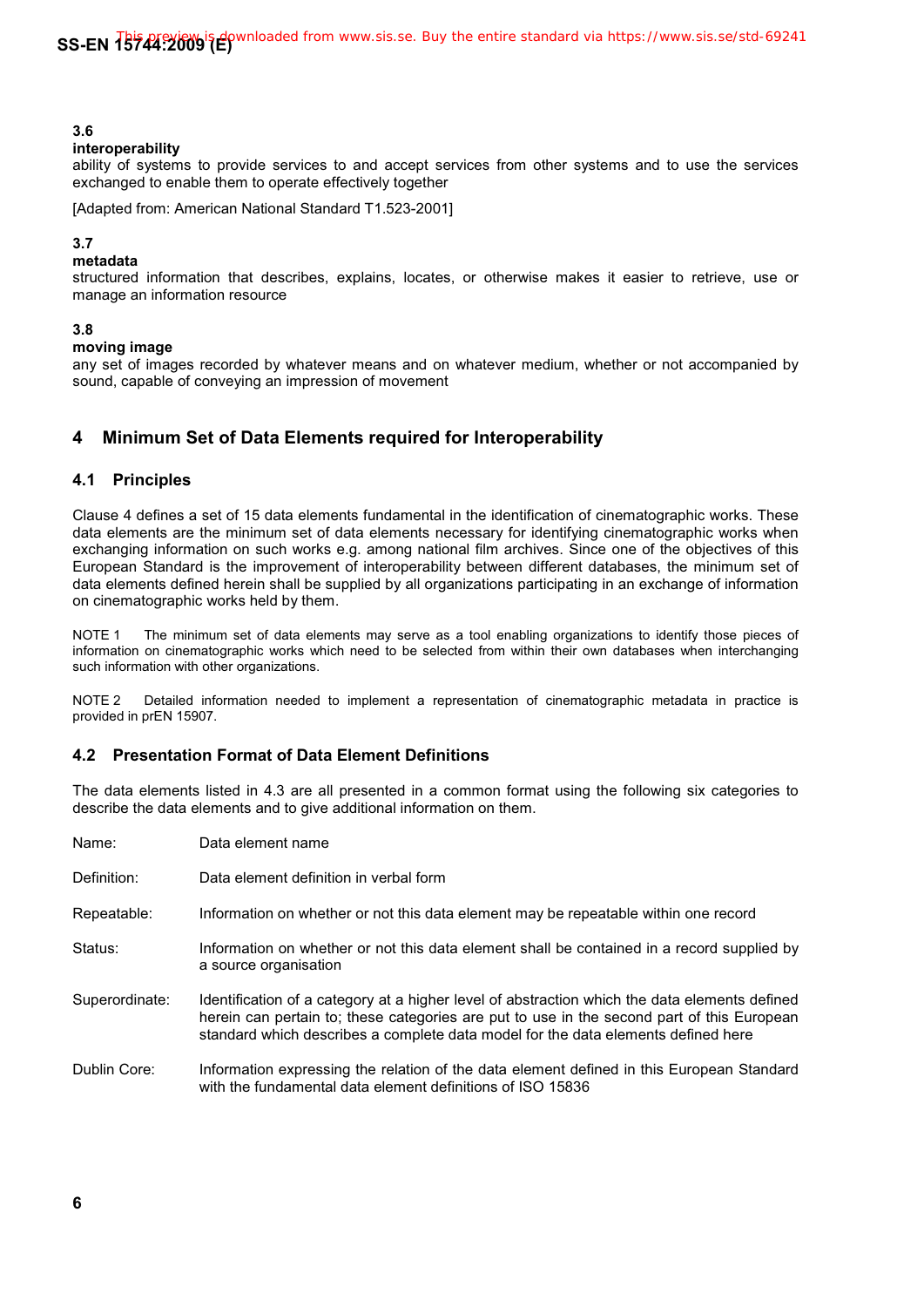**3.6**
**interoperability**
ability of systems to provide services to and accept services from other systems and to use the services exchanged to enable them to operate effectively together

[Adapted from: American National Standard T1.523-2001]

**3.7**
**metadata**
structured information that describes, explains, locates, or otherwise makes it easier to retrieve, use or manage an information resource

**3.8**
**moving image**
any set of images recorded by whatever means and on whatever medium, whether or not accompanied by sound, capable of conveying an impression of movement

# 4 Minimum Set of Data Elements required for Interoperability

## 4.1 Principles

Clause 4 defines a set of 15 data elements fundamental in the identification of cinematographic works. These data elements are the minimum set of data elements necessary for identifying cinematographic works when exchanging information on such works e.g. among national film archives. Since one of the objectives of this European Standard is the improvement of interoperability between different databases, the minimum set of data elements defined herein shall be supplied by all organizations participating in an exchange of information on cinematographic works held by them.

NOTE 1 The minimum set of data elements may serve as a tool enabling organizations to identify those pieces of information on cinematographic works which need to be selected from within their own databases when interchanging such information with other organizations.

NOTE 2 Detailed information needed to implement a representation of cinematographic metadata in practice is provided in prEN 15907.

## 4.2 Presentation Format of Data Element Definitions

The data elements listed in 4.3 are all presented in a common format using the following six categories to describe the data elements and to give additional information on them.

Name: Data element name

Definition: Data element definition in verbal form

Repeatable: Information on whether or not this data element may be repeatable within one record

Status: Information on whether or not this data element shall be contained in a record supplied by a source organisation

Superordinate: Identification of a category at a higher level of abstraction which the data elements defined herein can pertain to; these categories are put to use in the second part of this European standard which describes a complete data model for the data elements defined here

Dublin Core: Information expressing the relation of the data element defined in this European Standard with the fundamental data element definitions of ISO 15836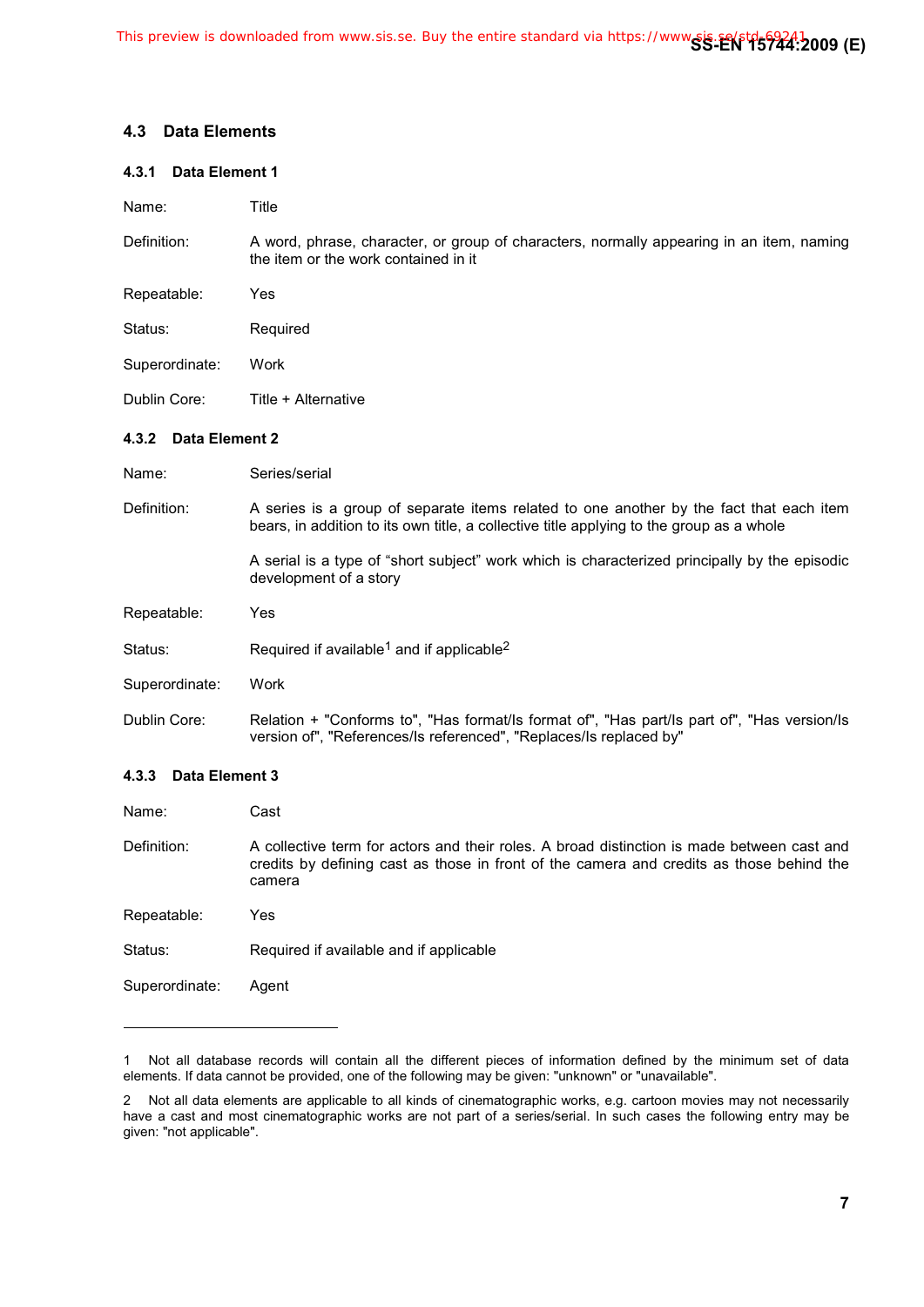## 4.3 Data Elements

### 4.3.1 Data Element 1

Name: Title

Definition: A word, phrase, character, or group of characters, normally appearing in an item, naming the item or the work contained in it

Repeatable: Yes

Status: Required

Superordinate: Work

Dublin Core: Title + Alternative

### 4.3.2 Data Element 2

Name: Series/serial

Definition: A series is a group of separate items related to one another by the fact that each item bears, in addition to its own title, a collective title applying to the group as a whole

A serial is a type of “short subject” work which is characterized principally by the episodic development of a story

Repeatable: Yes

Status: Required if available[1] and if applicable[2]

Superordinate: Work

Dublin Core: Relation + "Conforms to", "Has format/Is format of", "Has part/Is part of", "Has version/Is version of", "References/Is referenced", "Replaces/Is replaced by"

### 4.3.3 Data Element 3

Name: Cast

Definition: A collective term for actors and their roles. A broad distinction is made between cast and credits by defining cast as those in front of the camera and credits as those behind the camera

Repeatable: Yes

Status: Required if available and if applicable

Superordinate: Agent

---

1 Not all database records will contain all the different pieces of information defined by the minimum set of data elements. If data cannot be provided, one of the following may be given: "unknown" or "unavailable".

2 Not all data elements are applicable to all kinds of cinematographic works, e.g. cartoon movies may not necessarily have a cast and most cinematographic works are not part of a series/serial. In such cases the following entry may be given: "not applicable".